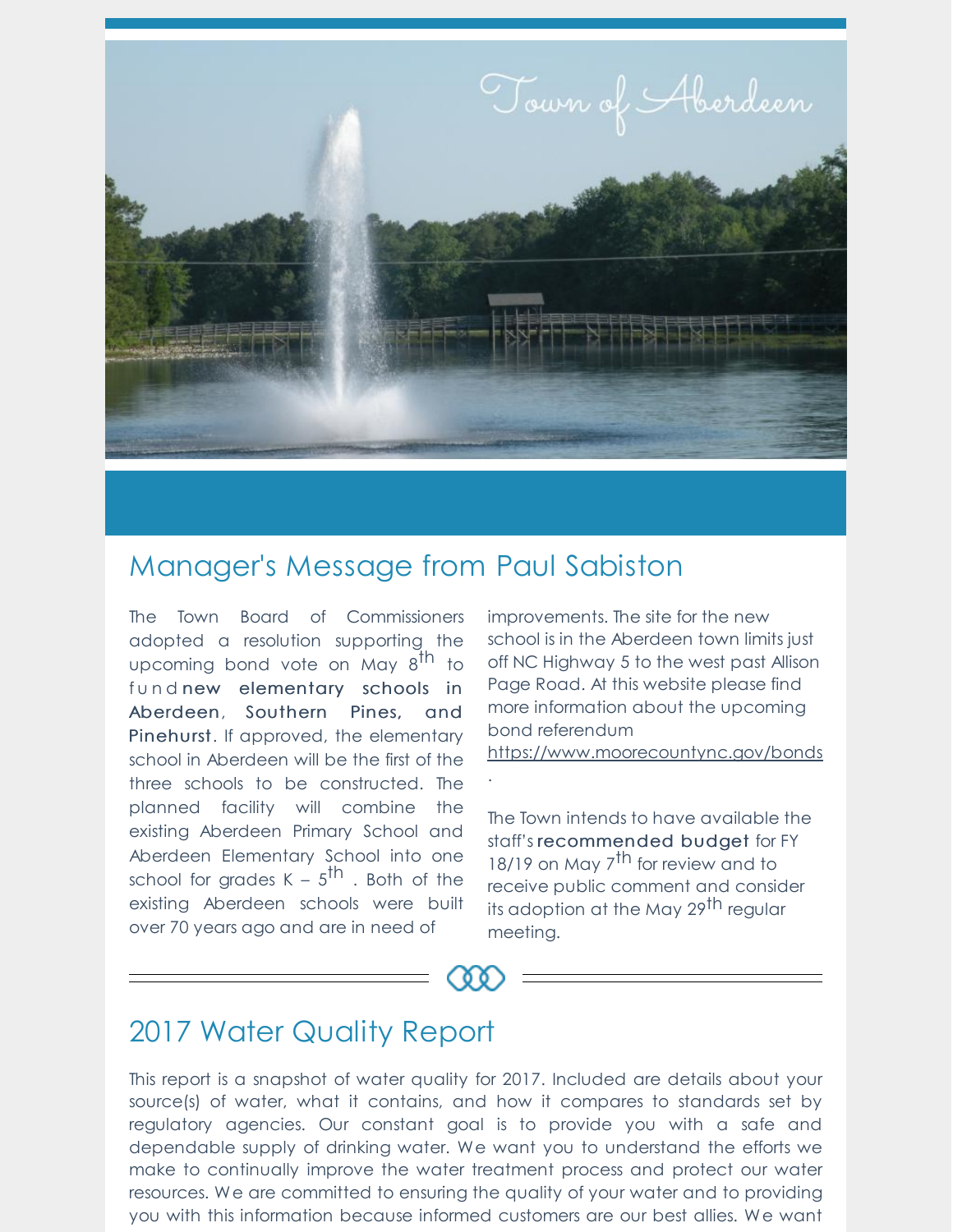Town of Aberdeen

## Manager's Message from Paul Sabiston

The Town Board of Commissioners adopted a resolution supporting the upcoming bond vote on May 8th to fund **new elementary schools in Aberdeen, Southern Pines, and Pinehurst**. If approved, the elementary school in Aberdeen will be the first of the three schools to be constructed. The planned facility will combine the existing Aberdeen Primary School and Aberdeen Elementary School into one school for grades K – 5th. Both of the existing Aberdeen schools were built over 70 years ago and are in need of improvements. The site for the new school is in the Aberdeen town limits just off NC Highway 5 to the west past Allison Page Road. At this website please find more information about the upcoming bond referendum https://www.moorecountync.gov/bonds.

The Town intends to have available the staff's **recommended budget** for FY 18/19 on May 7th for review and to receive public comment and consider its adoption at the May 29th regular meeting.

## 2017 Water Quality Report

This report is a snapshot of water quality for 2017. Included are details about your source(s) of water, what it contains, and how it compares to standards set by regulatory agencies. Our constant goal is to provide you with a safe and dependable supply of drinking water. We want you to understand the efforts we make to continually improve the water treatment process and protect our water resources. We are committed to ensuring the quality of your water and to providing you with this information because informed customers are our best allies. We want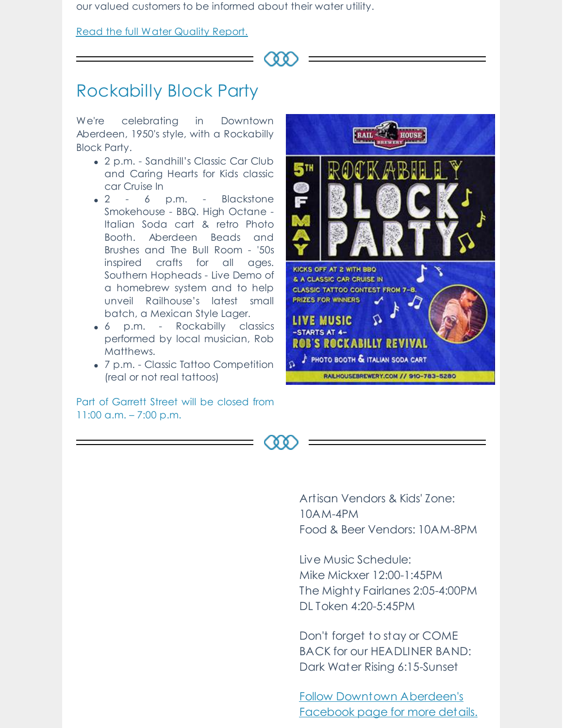our valued customers to be informed about their water utility.

Read the full Water Quality Report.

---

## Rockabilly Block Party

We're celebrating in Downtown Aberdeen, 1950's style, with a Rockabilly Block Party.

- 2 p.m. - Sandhill's Classic Car Club and Caring Hearts for Kids classic car Cruise In
- 2 - 6 p.m. - Blackstone Smokehouse - BBQ. High Octane - Italian Soda cart & retro Photo Booth. Aberdeen Beads and Brushes and The Bull Room - '50s inspired crafts for all ages. Southern Hopheads - Live Demo of a homebrew system and to help unveil Railhouse's latest small batch, a Mexican Style Lager.
- 6 p.m. - Rockabilly classics performed by local musician, Rob Matthews.
- 7 p.m. - Classic Tattoo Competition (real or not real tattoos)

Part of Garrett Street will be closed from 11:00 a.m. – 7:00 p.m.

---

Artisan Vendors & Kids' Zone: 10AM-4PM
Food & Beer Vendors: 10AM-8PM

Live Music Schedule:
Mike Mickxer 12:00-1:45PM
The Mighty Fairlanes 2:05-4:00PM
DL Token 4:20-5:45PM

Don't forget to stay or COME BACK for our HEADLINER BAND: Dark Water Rising 6:15-Sunset

Follow Downtown Aberdeen's Facebook page for more details.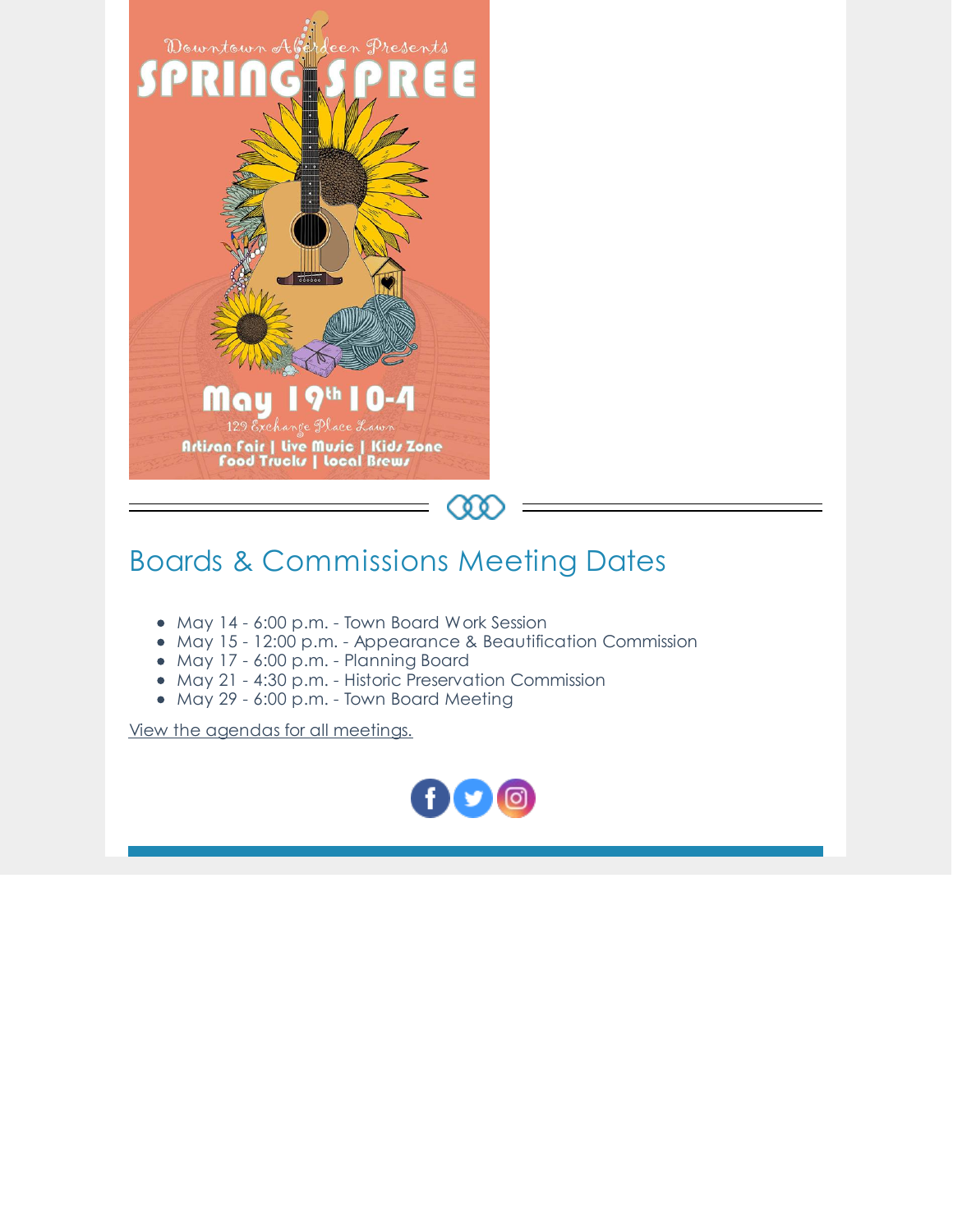Downtown Aberdeen Presents

SPRING SPREE

May 19th 10-4

129 Exchange Place Lawn

Artisan Fair | Live Music | Kids Zone

Food Trucks | Local Brews

## Boards & Commissions Meeting Dates

- May 14 - 6:00 p.m. - Town Board Work Session
- May 15 - 12:00 p.m. - Appearance & Beautification Commission
- May 17 - 6:00 p.m. - Planning Board
- May 21 - 4:30 p.m. - Historic Preservation Commission
- May 29 - 6:00 p.m. - Town Board Meeting

View the agendas for all meetings.